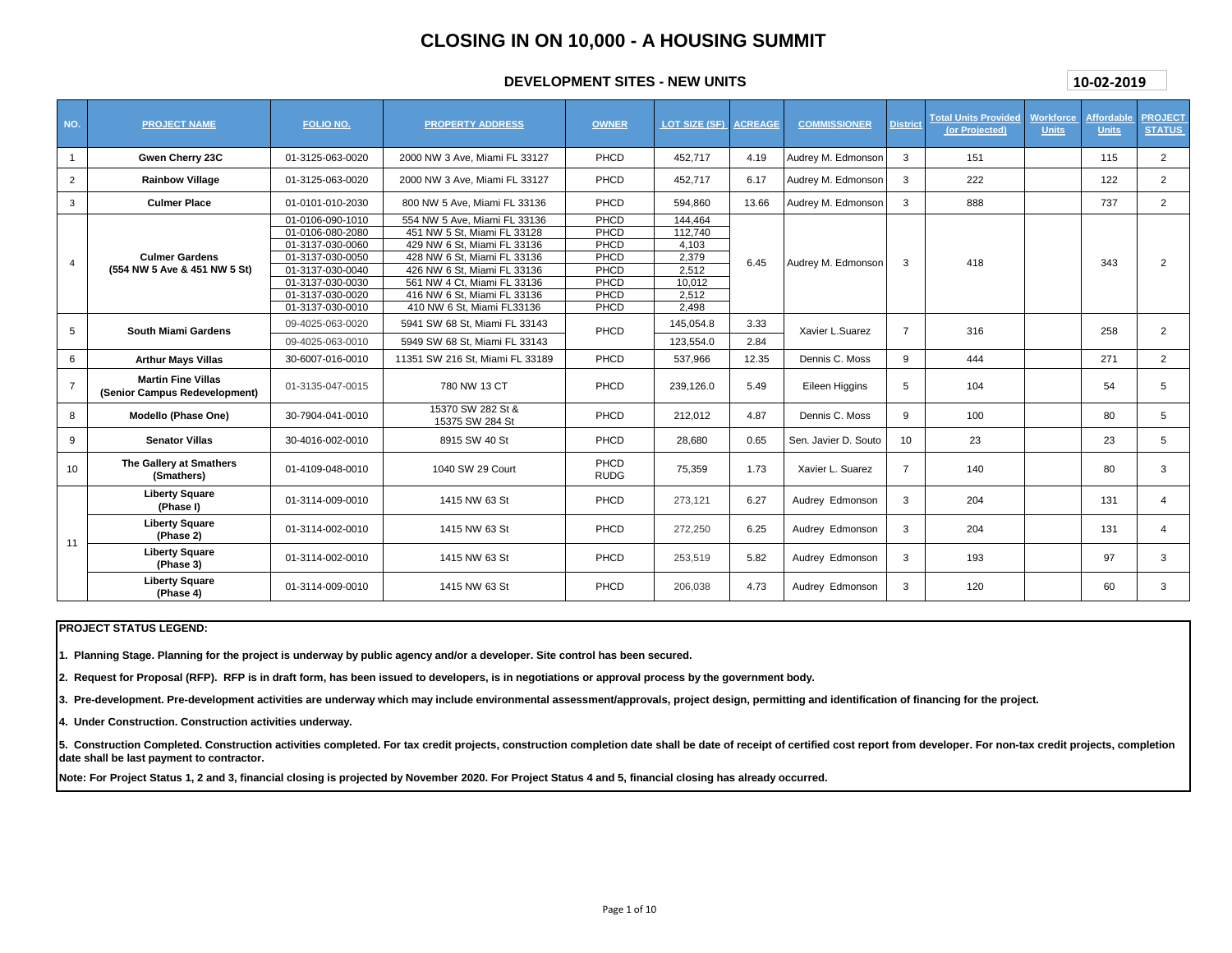# CLOSING IN ON 10,000 - A HOUSING SUMMIT

## DEVELOPMENT SITES - NEW UNITS

**10-02-2019**

| NO. | PROJECT NAME | FOLIO NO. | PROPERTY ADDRESS | OWNER | LOT SIZE (SF) | ACREAGE | COMMISSIONER | District | Total Units Provided (or Projected) | Workforce Units | Affordable Units | PROJECT STATUS |
|---|---|---|---|---|---|---|---|---|---|---|---|---|
| 1 | **Gwen Cherry 23C** | 01-3125-063-0020 | 2000 NW 3 Ave, Miami FL 33127 | PHCD | 452,717 | 4.19 | Audrey M. Edmonson | 3 | 151 | | 115 | 2 |
| 2 | **Rainbow Village** | 01-3125-063-0020 | 2000 NW 3 Ave, Miami FL 33127 | PHCD | 452,717 | 6.17 | Audrey M. Edmonson | 3 | 222 | | 122 | 2 |
| 3 | **Culmer Place** | 01-0101-010-2030 | 800 NW 5 Ave, Miami FL 33136 | PHCD | 594,860 | 13.66 | Audrey M. Edmonson | 3 | 888 | | 737 | 2 |
| 4 | **Culmer Gardens (554 NW 5 Ave & 451 NW 5 St)** | 01-0106-090-1010 | 554 NW 5 Ave, Miami FL 33136 | PHCD | 144,464 | 6.45 | Audrey M. Edmonson | 3 | 418 | | 343 | 2 |
| | | 01-0106-080-2080 | 451 NW 5 St, Miami FL 33128 | PHCD | 112,740 | | | | | | | |
| | | 01-3137-030-0060 | 429 NW 6 St, Miami FL 33136 | PHCD | 4,103 | | | | | | | |
| | | 01-3137-030-0050 | 428 NW 6 St, Miami FL 33136 | PHCD | 2,379 | | | | | | | |
| | | 01-3137-030-0040 | 426 NW 6 St, Miami FL 33136 | PHCD | 2,512 | | | | | | | |
| | | 01-3137-030-0030 | 561 NW 4 Ct, Miami FL 33136 | PHCD | 10,012 | | | | | | | |
| | | 01-3137-030-0020 | 416 NW 6 St, Miami FL 33136 | PHCD | 2,512 | | | | | | | |
| | | 01-3137-030-0010 | 410 NW 6 St, Miami FL33136 | PHCD | 2,498 | | | | | | | |
| 5 | **South Miami Gardens** | 09-4025-063-0020 | 5941 SW 68 St, Miami FL 33143 | PHCD | 145,054.8 | 3.33 | Xavier L.Suarez | 7 | 316 | | 258 | 2 |
| | | 09-4025-063-0010 | 5949 SW 68 St, Miami FL 33143 | | 123,554.0 | 2.84 | | | | | | |
| 6 | **Arthur Mays Villas** | 30-6007-016-0010 | 11351 SW 216 St, Miami FL 33189 | PHCD | 537,966 | 12.35 | Dennis C. Moss | 9 | 444 | | 271 | 2 |
| 7 | **Martin Fine Villas (Senior Campus Redevelopment)** | 01-3135-047-0015 | 780 NW 13 CT | PHCD | 239,126.0 | 5.49 | Eileen Higgins | 5 | 104 | | 54 | 5 |
| 8 | **Modello (Phase One)** | 30-7904-041-0010 | 15370 SW 282 St & 15375 SW 284 St | PHCD | 212,012 | 4.87 | Dennis C. Moss | 9 | 100 | | 80 | 5 |
| 9 | **Senator Villas** | 30-4016-002-0010 | 8915 SW 40 St | PHCD | 28,680 | 0.65 | Sen. Javier D. Souto | 10 | 23 | | 23 | 5 |
| 10 | **The Gallery at Smathers (Smathers)** | 01-4109-048-0010 | 1040 SW 29 Court | PHCD RUDG | 75,359 | 1.73 | Xavier L. Suarez | 7 | 140 | | 80 | 3 |
| 11 | **Liberty Square (Phase I)** | 01-3114-009-0010 | 1415 NW 63 St | PHCD | 273,121 | 6.27 | Audrey Edmonson | 3 | 204 | | 131 | 4 |
| | **Liberty Square (Phase 2)** | 01-3114-002-0010 | 1415 NW 63 St | PHCD | 272,250 | 6.25 | Audrey Edmonson | 3 | 204 | | 131 | 4 |
| | **Liberty Square (Phase 3)** | 01-3114-002-0010 | 1415 NW 63 St | PHCD | 253,519 | 5.82 | Audrey Edmonson | 3 | 193 | | 97 | 3 |
| | **Liberty Square (Phase 4)** | 01-3114-009-0010 | 1415 NW 63 St | PHCD | 206,038 | 4.73 | Audrey Edmonson | 3 | 120 | | 60 | 3 |

**PROJECT STATUS LEGEND:**

**1. Planning Stage. Planning for the project is underway by public agency and/or a developer. Site control has been secured.**

**2. Request for Proposal (RFP). RFP is in draft form, has been issued to developers, is in negotiations or approval process by the government body.**

**3. Pre-development. Pre-development activities are underway which may include environmental assessment/approvals, project design, permitting and identification of financing for the project.**

**4. Under Construction. Construction activities underway.**

**5. Construction Completed. Construction activities completed. For tax credit projects, construction completion date shall be date of receipt of certified cost report from developer. For non-tax credit projects, completion date shall be last payment to contractor.**

**Note: For Project Status 1, 2 and 3, financial closing is projected by November 2020. For Project Status 4 and 5, financial closing has already occurred.**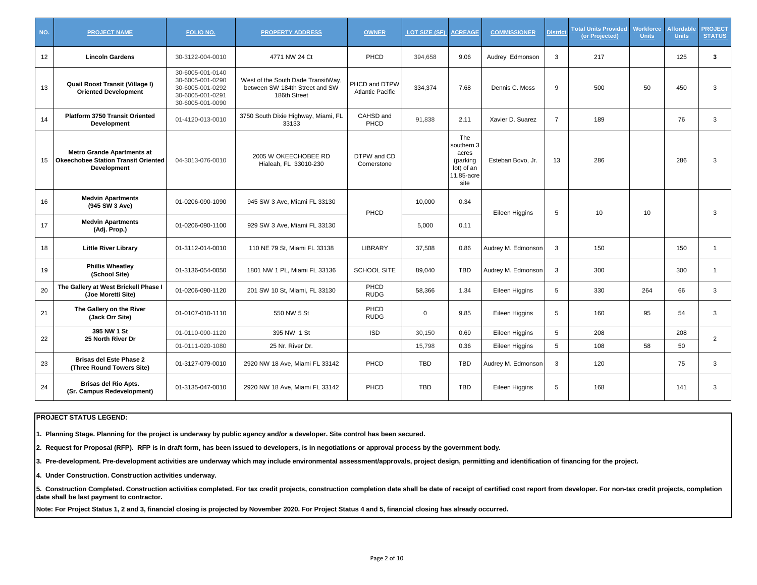| NO. | PROJECT NAME | FOLIO NO. | PROPERTY ADDRESS | OWNER | LOT SIZE (SF) | ACREAGE | COMMISSIONER | District | Total Units Provided (or Projected) | Workforce Units | Affordable Units | PROJECT STATUS |
|---|---|---|---|---|---|---|---|---|---|---|---|---|
| 12 | **Lincoln Gardens** | 30-3122-004-0010 | 4771 NW 24 Ct | PHCD | 394,658 | 9.06 | Audrey Edmonson | 3 | 217 | | 125 | **3** |
| 13 | **Quail Roost Transit (Village I) Oriented Development** | 30-6005-001-0140 30-6005-001-0290 30-6005-001-0292 30-6005-001-0291 30-6005-001-0090 | West of the South Dade TransitWay, between SW 184th Street and SW 186th Street | PHCD and DTPW Atlantic Pacific | 334,374 | 7.68 | Dennis C. Moss | 9 | 500 | 50 | 450 | 3 |
| 14 | **Platform 3750 Transit Oriented Development** | 01-4120-013-0010 | 3750 South Dixie Highway, Miami, FL 33133 | CAHSD and PHCD | 91,838 | 2.11 | Xavier D. Suarez | 7 | 189 | | 76 | 3 |
| 15 | **Metro Grande Apartments at Okeechobee Station Transit Oriented Development** | 04-3013-076-0010 | 2005 W OKEECHOBEE RD Hialeah, FL 33010-230 | DTPW and CD Cornerstone | | The southern 3 acres (parking lot) of an 11.85-acre site | Esteban Bovo, Jr. | 13 | 286 | | 286 | 3 |
| 16 | **Medvin Apartments (945 SW 3 Ave)** | 01-0206-090-1090 | 945 SW 3 Ave, Miami FL 33130 | PHCD | 10,000 | 0.34 | Eileen Higgins | 5 | 10 | 10 | | 3 |
| 17 | **Medvin Apartments (Adj. Prop.)** | 01-0206-090-1100 | 929 SW 3 Ave, Miami FL 33130 | | 5,000 | 0.11 | | | | | | |
| 18 | **Little River Library** | 01-3112-014-0010 | 110 NE 79 St, Miami FL 33138 | LIBRARY | 37,508 | 0.86 | Audrey M. Edmonson | 3 | 150 | | 150 | 1 |
| 19 | **Phillis Wheatley (School Site)** | 01-3136-054-0050 | 1801 NW 1 PL, Miami FL 33136 | SCHOOL SITE | 89,040 | TBD | Audrey M. Edmonson | 3 | 300 | | 300 | 1 |
| 20 | **The Gallery at West Brickell Phase I (Joe Moretti Site)** | 01-0206-090-1120 | 201 SW 10 St, Miami, FL 33130 | PHCD RUDG | 58,366 | 1.34 | Eileen Higgins | 5 | 330 | 264 | 66 | 3 |
| 21 | **The Gallery on the River (Jack Orr Site)** | 01-0107-010-1110 | 550 NW 5 St | PHCD RUDG | 0 | 9.85 | Eileen Higgins | 5 | 160 | 95 | 54 | 3 |
| 22 | **395 NW 1 St 25 North River Dr** | 01-0110-090-1120 | 395 NW 1 St | ISD | 30,150 | 0.69 | Eileen Higgins | 5 | 208 | | 208 | 2 |
| | | 01-0111-020-1080 | 25 Nr. River Dr. | | 15,798 | 0.36 | Eileen Higgins | 5 | 108 | 58 | 50 | |
| 23 | **Brisas del Este Phase 2 (Three Round Towers Site)** | 01-3127-079-0010 | 2920 NW 18 Ave, Miami FL 33142 | PHCD | TBD | TBD | Audrey M. Edmonson | 3 | 120 | | 75 | 3 |
| 24 | **Brisas del Rio Apts. (Sr. Campus Redevelopment)** | 01-3135-047-0010 | 2920 NW 18 Ave, Miami FL 33142 | PHCD | TBD | TBD | Eileen Higgins | 5 | 168 | | 141 | 3 |

**PROJECT STATUS LEGEND:**

**1. Planning Stage. Planning for the project is underway by public agency and/or a developer. Site control has been secured.**

**2. Request for Proposal (RFP). RFP is in draft form, has been issued to developers, is in negotiations or approval process by the government body.**

**3. Pre-development. Pre-development activities are underway which may include environmental assessment/approvals, project design, permitting and identification of financing for the project.**

**4. Under Construction. Construction activities underway.**

**5. Construction Completed. Construction activities completed. For tax credit projects, construction completion date shall be date of receipt of certified cost report from developer. For non-tax credit projects, completion date shall be last payment to contractor.**

**Note: For Project Status 1, 2 and 3, financial closing is projected by November 2020. For Project Status 4 and 5, financial closing has already occurred.**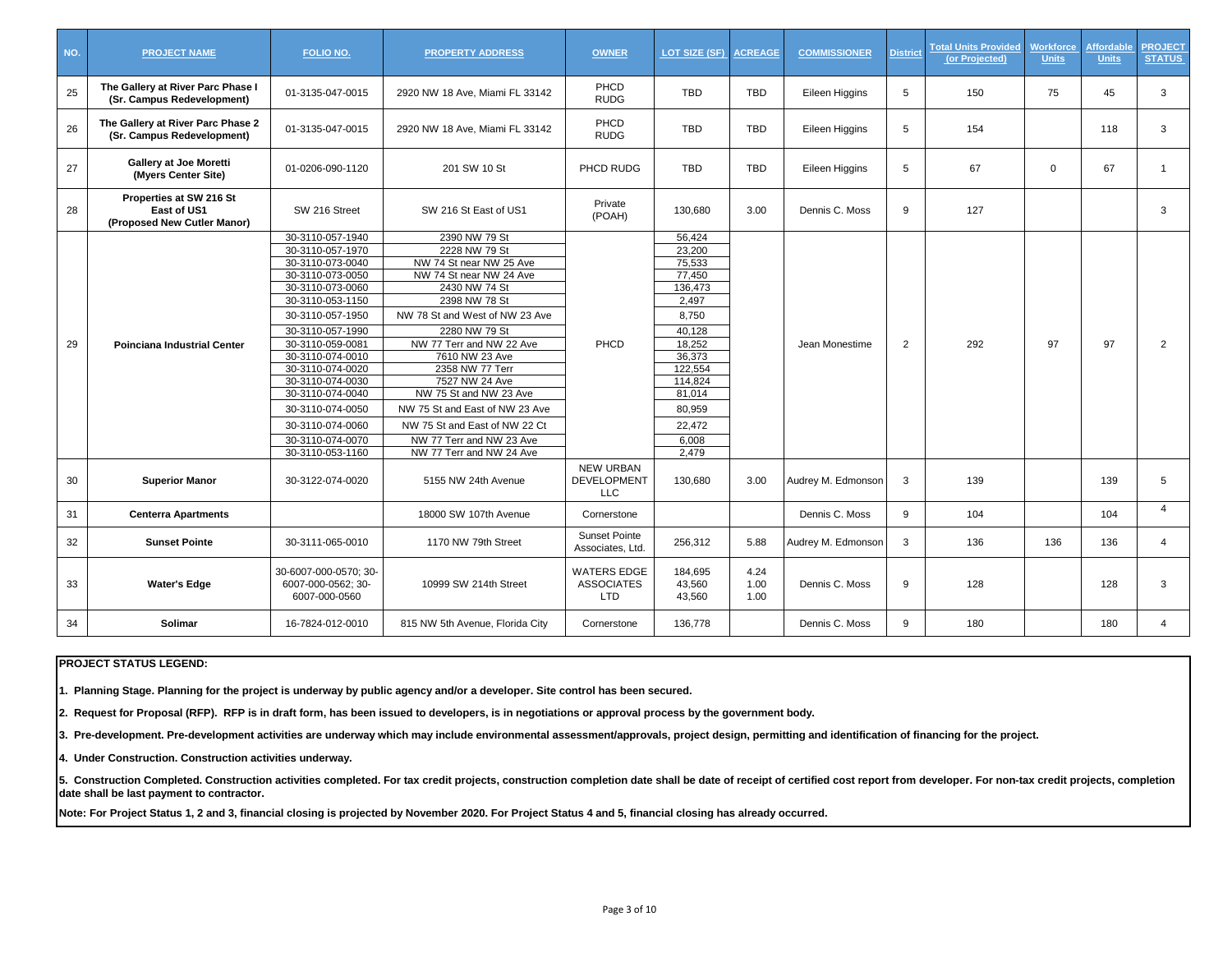| NO. | PROJECT NAME | FOLIO NO. | PROPERTY ADDRESS | OWNER | LOT SIZE (SF) | ACREAGE | COMMISSIONER | District | Total Units Provided (or Projected) | Workforce Units | Affordable Units | PROJECT STATUS |
|---|---|---|---|---|---|---|---|---|---|---|---|---|
| 25 | **The Gallery at River Parc Phase I (Sr. Campus Redevelopment)** | 01-3135-047-0015 | 2920 NW 18 Ave, Miami FL 33142 | PHCD RUDG | TBD | TBD | Eileen Higgins | 5 | 150 | 75 | 45 | 3 |
| 26 | **The Gallery at River Parc Phase 2 (Sr. Campus Redevelopment)** | 01-3135-047-0015 | 2920 NW 18 Ave, Miami FL 33142 | PHCD RUDG | TBD | TBD | Eileen Higgins | 5 | 154 | | 118 | 3 |
| 27 | **Gallery at Joe Moretti (Myers Center Site)** | 01-0206-090-1120 | 201 SW 10 St | PHCD RUDG | TBD | TBD | Eileen Higgins | 5 | 67 | 0 | 67 | 1 |
| 28 | **Properties at SW 216 St East of US1 (Proposed New Cutler Manor)** | SW 216 Street | SW 216 St East of US1 | Private (POAH) | 130,680 | 3.00 | Dennis C. Moss | 9 | 127 | | | 3 |
| 29 | **Poinciana Industrial Center** | 30-3110-057-1940<br>30-3110-057-1970<br>30-3110-073-0040<br>30-3110-073-0050<br>30-3110-073-0060<br>30-3110-053-1150<br>30-3110-057-1950<br>30-3110-057-1990<br>30-3110-059-0081<br>30-3110-074-0010<br>30-3110-074-0020<br>30-3110-074-0030<br>30-3110-074-0040<br>30-3110-074-0050<br>30-3110-074-0060<br>30-3110-074-0070<br>30-3110-053-1160 | 2390 NW 79 St<br>2228 NW 79 St<br>NW 74 St near NW 25 Ave<br>NW 74 St near NW 24 Ave<br>2430 NW 74 St<br>2398 NW 78 St<br>NW 78 St and West of NW 23 Ave<br>2280 NW 79 St<br>NW 77 Terr and NW 22 Ave<br>7610 NW 23 Ave<br>2358 NW 77 Terr<br>7527 NW 24 Ave<br>NW 75 St and NW 23 Ave<br>NW 75 St and East of NW 23 Ave<br>NW 75 St and East of NW 22 Ct<br>NW 77 Terr and NW 23 Ave<br>NW 77 Terr and NW 24 Ave | PHCD | 56,424<br>23,200<br>75,533<br>77,450<br>136,473<br>2,497<br>8,750<br>40,128<br>18,252<br>36,373<br>122,554<br>114,824<br>81,014<br>80,959<br>22,472<br>6,008<br>2,479 | | Jean Monestime | 2 | 292 | 97 | 97 | 2 |
| 30 | **Superior Manor** | 30-3122-074-0020 | 5155 NW 24th Avenue | NEW URBAN DEVELOPMENT LLC | 130,680 | 3.00 | Audrey M. Edmonson | 3 | 139 | | 139 | 5 |
| 31 | **Centerra Apartments** | | 18000 SW 107th Avenue | Cornerstone | | | Dennis C. Moss | 9 | 104 | | 104 | 4 |
| 32 | **Sunset Pointe** | 30-3111-065-0010 | 1170 NW 79th Street | Sunset Pointe Associates, Ltd. | 256,312 | 5.88 | Audrey M. Edmonson | 3 | 136 | 136 | 136 | 4 |
| 33 | **Water's Edge** | 30-6007-000-0570; 30-6007-000-0562; 30-6007-000-0560 | 10999 SW 214th Street | WATERS EDGE ASSOCIATES LTD | 184,695<br>43,560<br>43,560 | 4.24<br>1.00<br>1.00 | Dennis C. Moss | 9 | 128 | | 128 | 3 |
| 34 | **Solimar** | 16-7824-012-0010 | 815 NW 5th Avenue, Florida City | Cornerstone | 136,778 | | Dennis C. Moss | 9 | 180 | | 180 | 4 |

**PROJECT STATUS LEGEND:**

**1. Planning Stage. Planning for the project is underway by public agency and/or a developer. Site control has been secured.**

**2. Request for Proposal (RFP). RFP is in draft form, has been issued to developers, is in negotiations or approval process by the government body.**

**3. Pre-development. Pre-development activities are underway which may include environmental assessment/approvals, project design, permitting and identification of financing for the project.**

**4. Under Construction. Construction activities underway.**

**5. Construction Completed. Construction activities completed. For tax credit projects, construction completion date shall be date of receipt of certified cost report from developer. For non-tax credit projects, completion date shall be last payment to contractor.**

**Note: For Project Status 1, 2 and 3, financial closing is projected by November 2020. For Project Status 4 and 5, financial closing has already occurred.**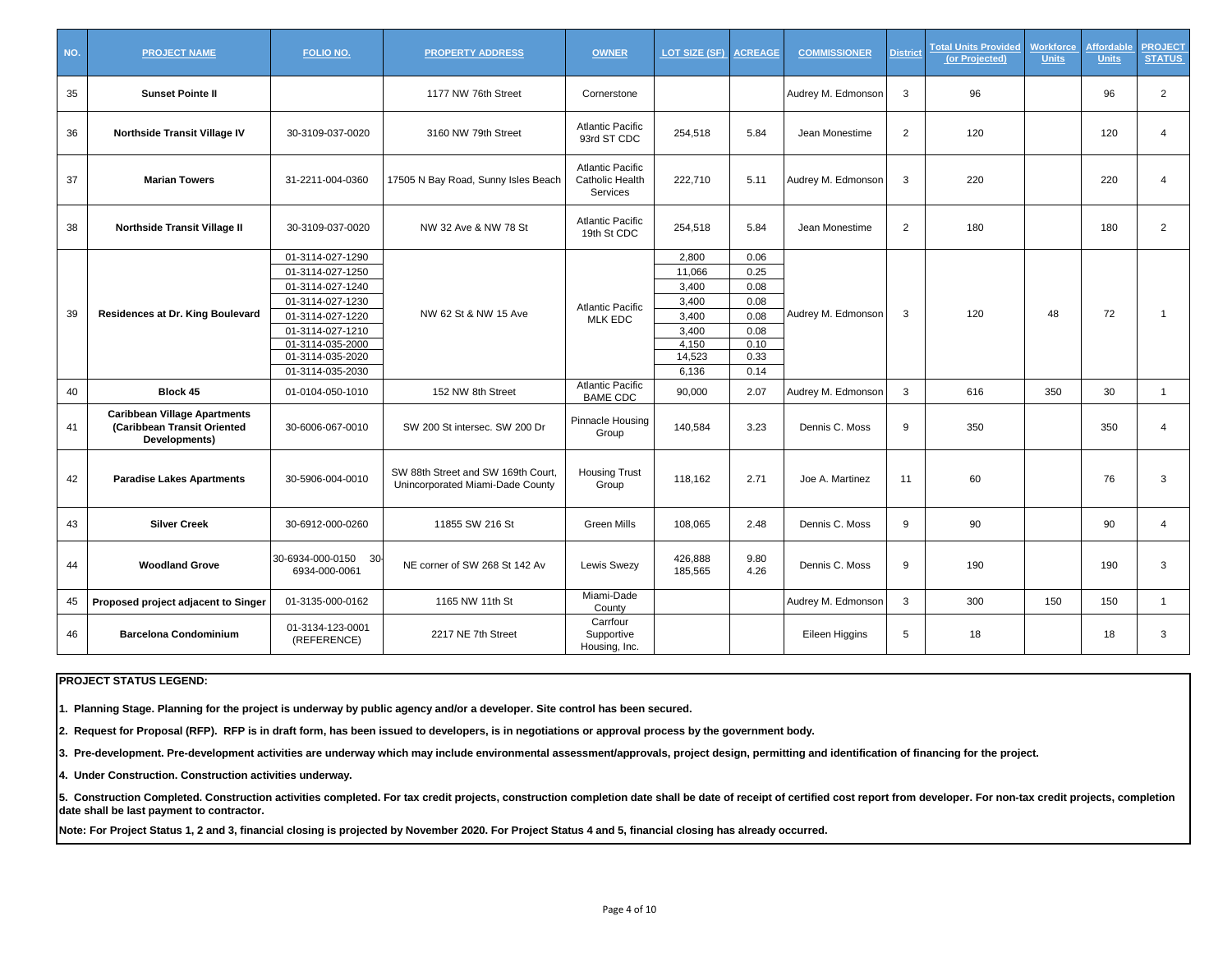| NO. | PROJECT NAME | FOLIO NO. | PROPERTY ADDRESS | OWNER | LOT SIZE (SF) | ACREAGE | COMMISSIONER | District | Total Units Provided (or Projected) | Workforce Units | Affordable Units | PROJECT STATUS |
|---|---|---|---|---|---|---|---|---|---|---|---|---|
| 35 | **Sunset Pointe II** | | 1177 NW 76th Street | Cornerstone | | | Audrey M. Edmonson | 3 | 96 | | 96 | 2 |
| 36 | **Northside Transit Village IV** | 30-3109-037-0020 | 3160 NW 79th Street | Atlantic Pacific 93rd ST CDC | 254,518 | 5.84 | Jean Monestime | 2 | 120 | | 120 | 4 |
| 37 | **Marian Towers** | 31-2211-004-0360 | 17505 N Bay Road, Sunny Isles Beach | Atlantic Pacific Catholic Health Services | 222,710 | 5.11 | Audrey M. Edmonson | 3 | 220 | | 220 | 4 |
| 38 | **Northside Transit Village II** | 30-3109-037-0020 | NW 32 Ave & NW 78 St | Atlantic Pacific 19th St CDC | 254,518 | 5.84 | Jean Monestime | 2 | 180 | | 180 | 2 |
| 39 | **Residences at Dr. King Boulevard** | 01-3114-027-1290<br>01-3114-027-1250<br>01-3114-027-1240<br>01-3114-027-1230<br>01-3114-027-1220<br>01-3114-027-1210<br>01-3114-035-2000<br>01-3114-035-2020<br>01-3114-035-2030 | NW 62 St & NW 15 Ave | Atlantic Pacific MLK EDC | 2,800<br>11,066<br>3,400<br>3,400<br>3,400<br>3,400<br>4,150<br>14,523<br>6,136 | 0.06<br>0.25<br>0.08<br>0.08<br>0.08<br>0.08<br>0.10<br>0.33<br>0.14 | Audrey M. Edmonson | 3 | 120 | 48 | 72 | 1 |
| 40 | **Block 45** | 01-0104-050-1010 | 152 NW 8th Street | Atlantic Pacific BAME CDC | 90,000 | 2.07 | Audrey M. Edmonson | 3 | 616 | 350 | 30 | 1 |
| 41 | **Caribbean Village Apartments (Caribbean Transit Oriented Developments)** | 30-6006-067-0010 | SW 200 St intersec. SW 200 Dr | Pinnacle Housing Group | 140,584 | 3.23 | Dennis C. Moss | 9 | 350 | | 350 | 4 |
| 42 | **Paradise Lakes Apartments** | 30-5906-004-0010 | SW 88th Street and SW 169th Court, Unincorporated Miami-Dade County | Housing Trust Group | 118,162 | 2.71 | Joe A. Martinez | 11 | 60 | | 76 | 3 |
| 43 | **Silver Creek** | 30-6912-000-0260 | 11855 SW 216 St | Green Mills | 108,065 | 2.48 | Dennis C. Moss | 9 | 90 | | 90 | 4 |
| 44 | **Woodland Grove** | 30-6934-000-0150 30-6934-000-0061 | NE corner of SW 268 St 142 Av | Lewis Swezy | 426,888<br>185,565 | 9.80<br>4.26 | Dennis C. Moss | 9 | 190 | | 190 | 3 |
| 45 | **Proposed project adjacent to Singer** | 01-3135-000-0162 | 1165 NW 11th St | Miami-Dade County | | | Audrey M. Edmonson | 3 | 300 | 150 | 150 | 1 |
| 46 | **Barcelona Condominium** | 01-3134-123-0001 (REFERENCE) | 2217 NE 7th Street | Carrfour Supportive Housing, Inc. | | | Eileen Higgins | 5 | 18 | | 18 | 3 |

**PROJECT STATUS LEGEND:**

**1. Planning Stage. Planning for the project is underway by public agency and/or a developer. Site control has been secured.**

**2. Request for Proposal (RFP). RFP is in draft form, has been issued to developers, is in negotiations or approval process by the government body.**

**3. Pre-development. Pre-development activities are underway which may include environmental assessment/approvals, project design, permitting and identification of financing for the project.**

**4. Under Construction. Construction activities underway.**

**5. Construction Completed. Construction activities completed. For tax credit projects, construction completion date shall be date of receipt of certified cost report from developer. For non-tax credit projects, completion date shall be last payment to contractor.**

**Note: For Project Status 1, 2 and 3, financial closing is projected by November 2020. For Project Status 4 and 5, financial closing has already occurred.**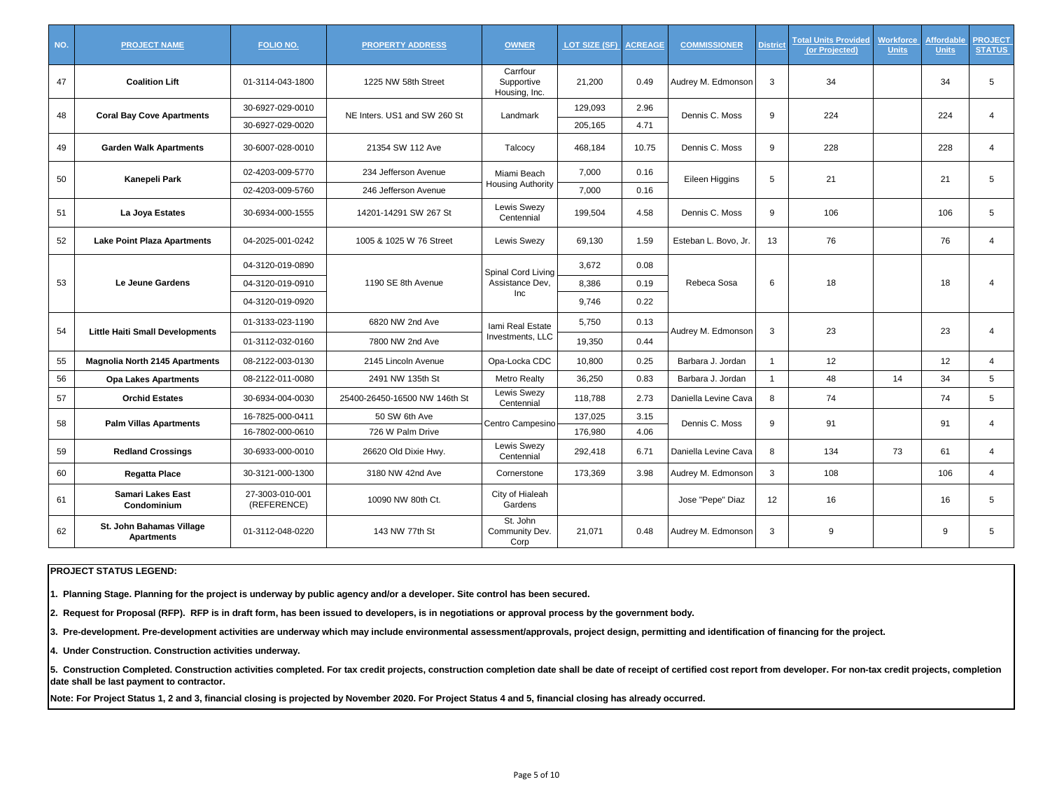| NO. | PROJECT NAME | FOLIO NO. | PROPERTY ADDRESS | OWNER | LOT SIZE (SF) | ACREAGE | COMMISSIONER | District | Total Units Provided (or Projected) | Workforce Units | Affordable Units | PROJECT STATUS |
|---|---|---|---|---|---|---|---|---|---|---|---|---|
| 47 | **Coalition Lift** | 01-3114-043-1800 | 1225 NW 58th Street | Carrfour Supportive Housing, Inc. | 21,200 | 0.49 | Audrey M. Edmonson | 3 | 34 | | 34 | 5 |
| 48 | **Coral Bay Cove Apartments** | 30-6927-029-0010 | NE Inters. US1 and SW 260 St | Landmark | 129,093 | 2.96 | Dennis C. Moss | 9 | 224 | | 224 | 4 |
| | | 30-6927-029-0020 | | | 205,165 | 4.71 | | | | | | |
| 49 | **Garden Walk Apartments** | 30-6007-028-0010 | 21354 SW 112 Ave | Talcocy | 468,184 | 10.75 | Dennis C. Moss | 9 | 228 | | 228 | 4 |
| 50 | **Kanepeli Park** | 02-4203-009-5770 | 234 Jefferson Avenue | Miami Beach Housing Authority | 7,000 | 0.16 | Eileen Higgins | 5 | 21 | | 21 | 5 |
| | | 02-4203-009-5760 | 246 Jefferson Avenue | | 7,000 | 0.16 | | | | | | |
| 51 | **La Joya Estates** | 30-6934-000-1555 | 14201-14291 SW 267 St | Lewis Swezy Centennial | 199,504 | 4.58 | Dennis C. Moss | 9 | 106 | | 106 | 5 |
| 52 | **Lake Point Plaza Apartments** | 04-2025-001-0242 | 1005 & 1025 W 76 Street | Lewis Swezy | 69,130 | 1.59 | Esteban L. Bovo, Jr. | 13 | 76 | | 76 | 4 |
| 53 | **Le Jeune Gardens** | 04-3120-019-0890 | 1190 SE 8th Avenue | Spinal Cord Living Assistance Dev, Inc | 3,672 | 0.08 | Rebeca Sosa | 6 | 18 | | 18 | 4 |
| | | 04-3120-019-0910 | | | 8,386 | 0.19 | | | | | | |
| | | 04-3120-019-0920 | | | 9,746 | 0.22 | | | | | | |
| 54 | **Little Haiti Small Developments** | 01-3133-023-1190 | 6820 NW 2nd Ave | Iami Real Estate Investments, LLC | 5,750 | 0.13 | Audrey M. Edmonson | 3 | 23 | | 23 | 4 |
| | | 01-3112-032-0160 | 7800 NW 2nd Ave | | 19,350 | 0.44 | | | | | | |
| 55 | **Magnolia North 2145 Apartments** | 08-2122-003-0130 | 2145 Lincoln Avenue | Opa-Locka CDC | 10,800 | 0.25 | Barbara J. Jordan | 1 | 12 | | 12 | 4 |
| 56 | **Opa Lakes Apartments** | 08-2122-011-0080 | 2491 NW 135th St | Metro Realty | 36,250 | 0.83 | Barbara J. Jordan | 1 | 48 | 14 | 34 | 5 |
| 57 | **Orchid Estates** | 30-6934-004-0030 | 25400-26450-16500 NW 146th St | Lewis Swezy Centennial | 118,788 | 2.73 | Daniella Levine Cava | 8 | 74 | | 74 | 5 |
| 58 | **Palm Villas Apartments** | 16-7825-000-0411 | 50 SW 6th Ave | Centro Campesino | 137,025 | 3.15 | Dennis C. Moss | 9 | 91 | | 91 | 4 |
| | | 16-7802-000-0610 | 726 W Palm Drive | | 176,980 | 4.06 | | | | | | |
| 59 | **Redland Crossings** | 30-6933-000-0010 | 26620 Old Dixie Hwy. | Lewis Swezy Centennial | 292,418 | 6.71 | Daniella Levine Cava | 8 | 134 | 73 | 61 | 4 |
| 60 | **Regatta Place** | 30-3121-000-1300 | 3180 NW 42nd Ave | Cornerstone | 173,369 | 3.98 | Audrey M. Edmonson | 3 | 108 | | 106 | 4 |
| 61 | **Samari Lakes East Condominium** | 27-3003-010-001 (REFERENCE) | 10090 NW 80th Ct. | City of Hialeah Gardens | | | Jose "Pepe" Diaz | 12 | 16 | | 16 | 5 |
| 62 | **St. John Bahamas Village Apartments** | 01-3112-048-0220 | 143 NW 77th St | St. John Community Dev. Corp | 21,071 | 0.48 | Audrey M. Edmonson | 3 | 9 | | 9 | 5 |

**PROJECT STATUS LEGEND:**

**1. Planning Stage. Planning for the project is underway by public agency and/or a developer. Site control has been secured.**

**2. Request for Proposal (RFP). RFP is in draft form, has been issued to developers, is in negotiations or approval process by the government body.**

**3. Pre-development. Pre-development activities are underway which may include environmental assessment/approvals, project design, permitting and identification of financing for the project.**

**4. Under Construction. Construction activities underway.**

**5. Construction Completed. Construction activities completed. For tax credit projects, construction completion date shall be date of receipt of certified cost report from developer. For non-tax credit projects, completion date shall be last payment to contractor.**

**Note: For Project Status 1, 2 and 3, financial closing is projected by November 2020. For Project Status 4 and 5, financial closing has already occurred.**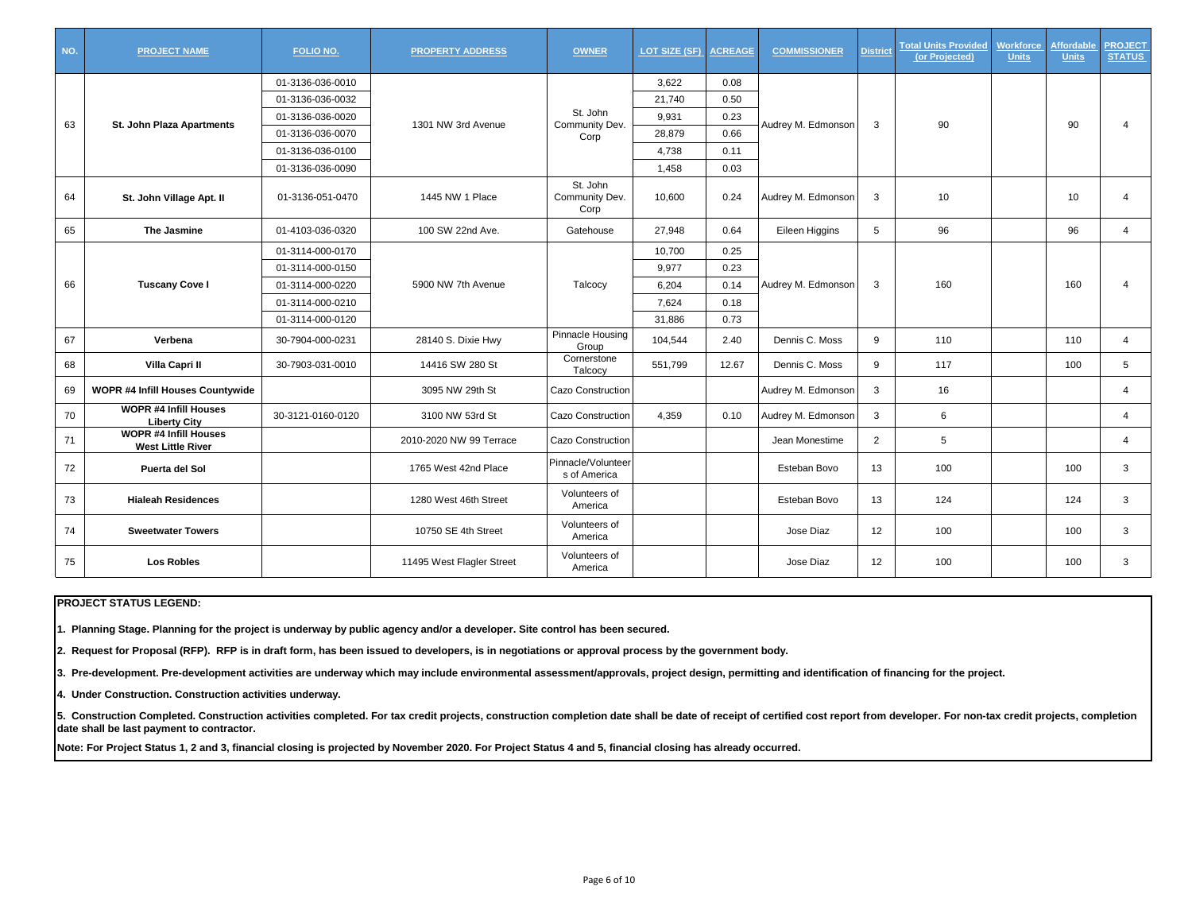| NO. | PROJECT NAME | FOLIO NO. | PROPERTY ADDRESS | OWNER | LOT SIZE (SF) | ACREAGE | COMMISSIONER | District | Total Units Provided (or Projected) | Workforce Units | Affordable Units | PROJECT STATUS |
|---|---|---|---|---|---|---|---|---|---|---|---|---|
| 63 | St. John Plaza Apartments | 01-3136-036-0010 | 1301 NW 3rd Avenue | St. John Community Dev. Corp | 3,622 | 0.08 | Audrey M. Edmonson | 3 | 90 | | 90 | 4 |
| | | 01-3136-036-0032 | | | 21,740 | 0.50 | | | | | | |
| | | 01-3136-036-0020 | | | 9,931 | 0.23 | | | | | | |
| | | 01-3136-036-0070 | | | 28,879 | 0.66 | | | | | | |
| | | 01-3136-036-0100 | | | 4,738 | 0.11 | | | | | | |
| | | 01-3136-036-0090 | | | 1,458 | 0.03 | | | | | | |
| 64 | St. John Village Apt. II | 01-3136-051-0470 | 1445 NW 1 Place | St. John Community Dev. Corp | 10,600 | 0.24 | Audrey M. Edmonson | 3 | 10 | | 10 | 4 |
| 65 | The Jasmine | 01-4103-036-0320 | 100 SW 22nd Ave. | Gatehouse | 27,948 | 0.64 | Eileen Higgins | 5 | 96 | | 96 | 4 |
| 66 | Tuscany Cove I | 01-3114-000-0170 | 5900 NW 7th Avenue | Talcocy | 10,700 | 0.25 | Audrey M. Edmonson | 3 | 160 | | 160 | 4 |
| | | 01-3114-000-0150 | | | 9,977 | 0.23 | | | | | | |
| | | 01-3114-000-0220 | | | 6,204 | 0.14 | | | | | | |
| | | 01-3114-000-0210 | | | 7,624 | 0.18 | | | | | | |
| | | 01-3114-000-0120 | | | 31,886 | 0.73 | | | | | | |
| 67 | Verbena | 30-7904-000-0231 | 28140 S. Dixie Hwy | Pinnacle Housing Group | 104,544 | 2.40 | Dennis C. Moss | 9 | 110 | | 110 | 4 |
| 68 | Villa Capri II | 30-7903-031-0010 | 14416 SW 280 St | Cornerstone Talcocy | 551,799 | 12.67 | Dennis C. Moss | 9 | 117 | | 100 | 5 |
| 69 | WOPR #4 Infill Houses Countywide | | 3095 NW 29th St | Cazo Construction | | | Audrey M. Edmonson | 3 | 16 | | | 4 |
| 70 | WOPR #4 Infill Houses Liberty City | 30-3121-0160-0120 | 3100 NW 53rd St | Cazo Construction | 4,359 | 0.10 | Audrey M. Edmonson | 3 | 6 | | | 4 |
| 71 | WOPR #4 Infill Houses West Little River | | 2010-2020 NW 99 Terrace | Cazo Construction | | | Jean Monestime | 2 | 5 | | | 4 |
| 72 | Puerta del Sol | | 1765 West 42nd Place | Pinnacle/Volunteers of America | | | Esteban Bovo | 13 | 100 | | 100 | 3 |
| 73 | Hialeah Residences | | 1280 West 46th Street | Volunteers of America | | | Esteban Bovo | 13 | 124 | | 124 | 3 |
| 74 | Sweetwater Towers | | 10750 SE 4th Street | Volunteers of America | | | Jose Diaz | 12 | 100 | | 100 | 3 |
| 75 | Los Robles | | 11495 West Flagler Street | Volunteers of America | | | Jose Diaz | 12 | 100 | | 100 | 3 |

**PROJECT STATUS LEGEND:**

**1. Planning Stage. Planning for the project is underway by public agency and/or a developer. Site control has been secured.**

**2. Request for Proposal (RFP). RFP is in draft form, has been issued to developers, is in negotiations or approval process by the government body.**

**3. Pre-development. Pre-development activities are underway which may include environmental assessment/approvals, project design, permitting and identification of financing for the project.**

**4. Under Construction. Construction activities underway.**

**5. Construction Completed. Construction activities completed. For tax credit projects, construction completion date shall be date of receipt of certified cost report from developer. For non-tax credit projects, completion date shall be last payment to contractor.**

**Note: For Project Status 1, 2 and 3, financial closing is projected by November 2020. For Project Status 4 and 5, financial closing has already occurred.**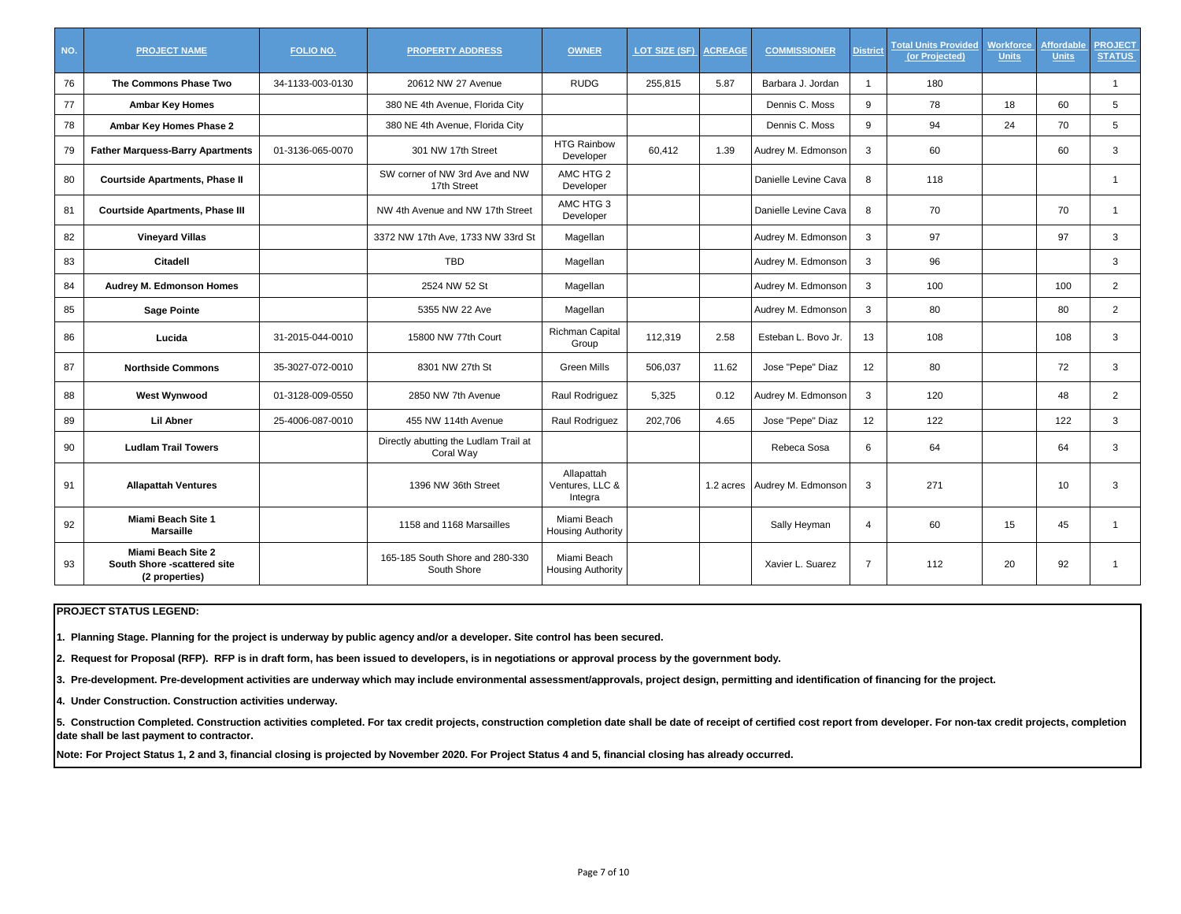| NO. | PROJECT NAME | FOLIO NO. | PROPERTY ADDRESS | OWNER | LOT SIZE (SF) | ACREAGE | COMMISSIONER | District | Total Units Provided (or Projected) | Workforce Units | Affordable Units | PROJECT STATUS |
|---|---|---|---|---|---|---|---|---|---|---|---|---|
| 76 | **The Commons Phase Two** | 34-1133-003-0130 | 20612 NW 27 Avenue | RUDG | 255,815 | 5.87 | Barbara J. Jordan | 1 | 180 | | | 1 |
| 77 | **Ambar Key Homes** | | 380 NE 4th Avenue, Florida City | | | | Dennis C. Moss | 9 | 78 | 18 | 60 | 5 |
| 78 | **Ambar Key Homes Phase 2** | | 380 NE 4th Avenue, Florida City | | | | Dennis C. Moss | 9 | 94 | 24 | 70 | 5 |
| 79 | **Father Marquess-Barry Apartments** | 01-3136-065-0070 | 301 NW 17th Street | HTG Rainbow Developer | 60,412 | 1.39 | Audrey M. Edmonson | 3 | 60 | | 60 | 3 |
| 80 | **Courtside Apartments, Phase II** | | SW corner of NW 3rd Ave and NW 17th Street | AMC HTG 2 Developer | | | Danielle Levine Cava | 8 | 118 | | | 1 |
| 81 | **Courtside Apartments, Phase III** | | NW 4th Avenue and NW 17th Street | AMC HTG 3 Developer | | | Danielle Levine Cava | 8 | 70 | | 70 | 1 |
| 82 | **Vineyard Villas** | | 3372 NW 17th Ave, 1733 NW 33rd St | Magellan | | | Audrey M. Edmonson | 3 | 97 | | 97 | 3 |
| 83 | **Citadell** | | TBD | Magellan | | | Audrey M. Edmonson | 3 | 96 | | | 3 |
| 84 | **Audrey M. Edmonson Homes** | | 2524 NW 52 St | Magellan | | | Audrey M. Edmonson | 3 | 100 | | 100 | 2 |
| 85 | **Sage Pointe** | | 5355 NW 22 Ave | Magellan | | | Audrey M. Edmonson | 3 | 80 | | 80 | 2 |
| 86 | **Lucida** | 31-2015-044-0010 | 15800 NW 77th Court | Richman Capital Group | 112,319 | 2.58 | Esteban L. Bovo Jr. | 13 | 108 | | 108 | 3 |
| 87 | **Northside Commons** | 35-3027-072-0010 | 8301 NW 27th St | Green Mills | 506,037 | 11.62 | Jose "Pepe" Diaz | 12 | 80 | | 72 | 3 |
| 88 | **West Wynwood** | 01-3128-009-0550 | 2850 NW 7th Avenue | Raul Rodriguez | 5,325 | 0.12 | Audrey M. Edmonson | 3 | 120 | | 48 | 2 |
| 89 | **Lil Abner** | 25-4006-087-0010 | 455 NW 114th Avenue | Raul Rodriguez | 202,706 | 4.65 | Jose "Pepe" Diaz | 12 | 122 | | 122 | 3 |
| 90 | **Ludlam Trail Towers** | | Directly abutting the Ludlam Trail at Coral Way | | | | Rebeca Sosa | 6 | 64 | | 64 | 3 |
| 91 | **Allapattah Ventures** | | 1396 NW 36th Street | Allapattah Ventures, LLC & Integra | | 1.2 acres | Audrey M. Edmonson | 3 | 271 | | 10 | 3 |
| 92 | **Miami Beach Site 1 Marsaille** | | 1158 and 1168 Marsailles | Miami Beach Housing Authority | | | Sally Heyman | 4 | 60 | 15 | 45 | 1 |
| 93 | **Miami Beach Site 2 South Shore -scattered site (2 properties)** | | 165-185 South Shore and 280-330 South Shore | Miami Beach Housing Authority | | | Xavier L. Suarez | 7 | 112 | 20 | 92 | 1 |

**PROJECT STATUS LEGEND:**

**1. Planning Stage. Planning for the project is underway by public agency and/or a developer. Site control has been secured.**

**2. Request for Proposal (RFP). RFP is in draft form, has been issued to developers, is in negotiations or approval process by the government body.**

**3. Pre-development. Pre-development activities are underway which may include environmental assessment/approvals, project design, permitting and identification of financing for the project.**

**4. Under Construction. Construction activities underway.**

**5. Construction Completed. Construction activities completed. For tax credit projects, construction completion date shall be date of receipt of certified cost report from developer. For non-tax credit projects, completion date shall be last payment to contractor.**

**Note: For Project Status 1, 2 and 3, financial closing is projected by November 2020. For Project Status 4 and 5, financial closing has already occurred.**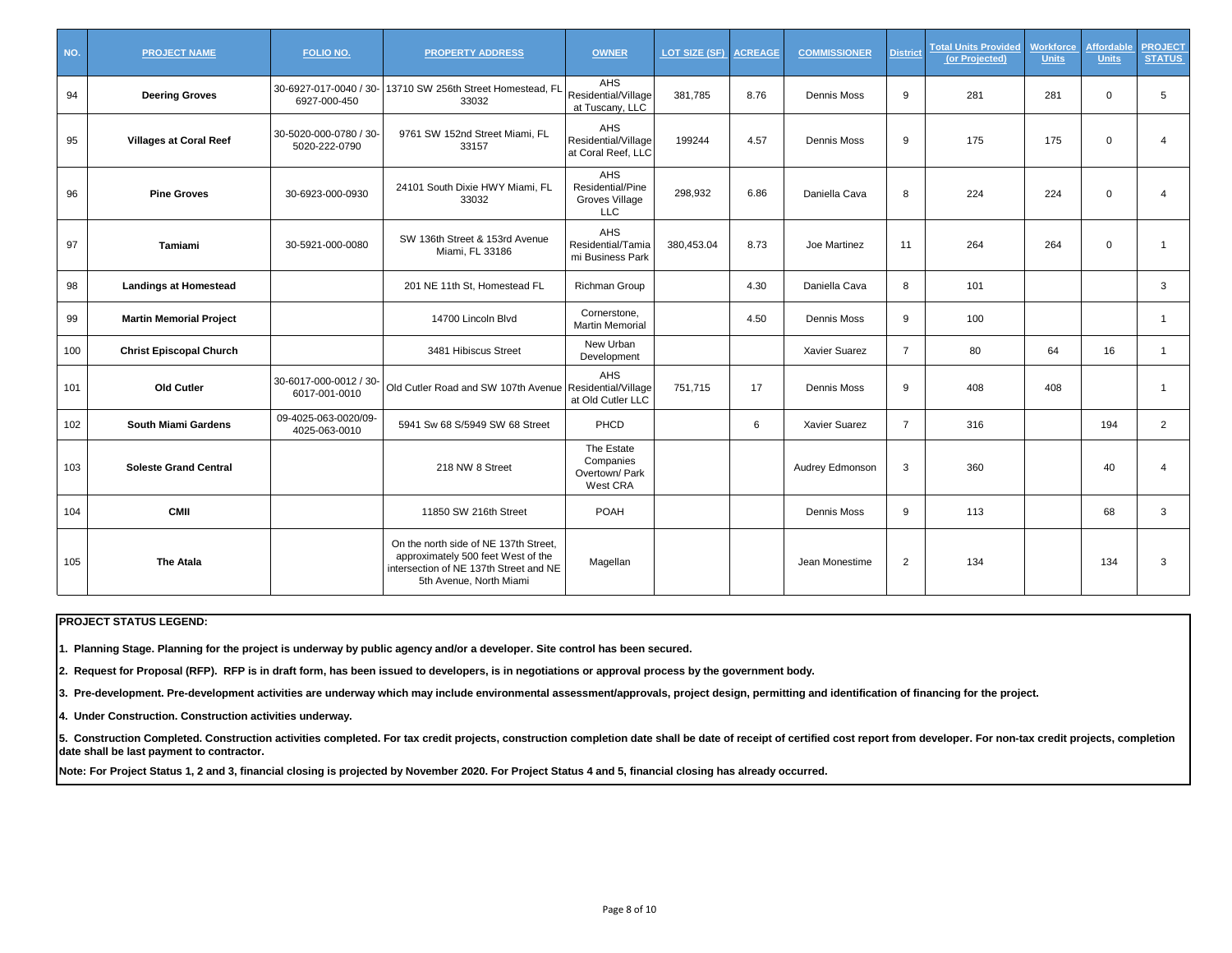| NO. | PROJECT NAME | FOLIO NO. | PROPERTY ADDRESS | OWNER | LOT SIZE (SF) | ACREAGE | COMMISSIONER | District | Total Units Provided (or Projected) | Workforce Units | Affordable Units | PROJECT STATUS |
|---|---|---|---|---|---|---|---|---|---|---|---|---|
| 94 | **Deering Groves** | 30-6927-017-0040 / 30-6927-000-450 | 13710 SW 256th Street Homestead, FL 33032 | AHS Residential/Village at Tuscany, LLC | 381,785 | 8.76 | Dennis Moss | 9 | 281 | 281 | 0 | 5 |
| 95 | **Villages at Coral Reef** | 30-5020-000-0780 / 30-5020-222-0790 | 9761 SW 152nd Street Miami, FL 33157 | AHS Residential/Village at Coral Reef, LLC | 199244 | 4.57 | Dennis Moss | 9 | 175 | 175 | 0 | 4 |
| 96 | **Pine Groves** | 30-6923-000-0930 | 24101 South Dixie HWY Miami, FL 33032 | AHS Residential/Pine Groves Village LLC | 298,932 | 6.86 | Daniella Cava | 8 | 224 | 224 | 0 | 4 |
| 97 | **Tamiami** | 30-5921-000-0080 | SW 136th Street & 153rd Avenue Miami, FL 33186 | AHS Residential/Tamiami Business Park | 380,453.04 | 8.73 | Joe Martinez | 11 | 264 | 264 | 0 | 1 |
| 98 | **Landings at Homestead** | | 201 NE 11th St, Homestead FL | Richman Group | | 4.30 | Daniella Cava | 8 | 101 | | | 3 |
| 99 | **Martin Memorial Project** | | 14700 Lincoln Blvd | Cornerstone, Martin Memorial | | 4.50 | Dennis Moss | 9 | 100 | | | 1 |
| 100 | **Christ Episcopal Church** | | 3481 Hibiscus Street | New Urban Development | | | Xavier Suarez | 7 | 80 | 64 | 16 | 1 |
| 101 | **Old Cutler** | 30-6017-000-0012 / 30-6017-001-0010 | Old Cutler Road and SW 107th Avenue | AHS Residential/Village at Old Cutler LLC | 751,715 | 17 | Dennis Moss | 9 | 408 | 408 | | 1 |
| 102 | **South Miami Gardens** | 09-4025-063-0020/09-4025-063-0010 | 5941 Sw 68 S/5949 SW 68 Street | PHCD | | 6 | Xavier Suarez | 7 | 316 | | 194 | 2 |
| 103 | **Soleste Grand Central** | | 218 NW 8 Street | The Estate Companies Overtown/ Park West CRA | | | Audrey Edmonson | 3 | 360 | | 40 | 4 |
| 104 | **CMII** | | 11850 SW 216th Street | POAH | | | Dennis Moss | 9 | 113 | | 68 | 3 |
| 105 | **The Atala** | | On the north side of NE 137th Street, approximately 500 feet West of the intersection of NE 137th Street and NE 5th Avenue, North Miami | Magellan | | | Jean Monestime | 2 | 134 | | 134 | 3 |

**PROJECT STATUS LEGEND:**

**1. Planning Stage. Planning for the project is underway by public agency and/or a developer. Site control has been secured.**

**2. Request for Proposal (RFP). RFP is in draft form, has been issued to developers, is in negotiations or approval process by the government body.**

**3. Pre-development. Pre-development activities are underway which may include environmental assessment/approvals, project design, permitting and identification of financing for the project.**

**4. Under Construction. Construction activities underway.**

**5. Construction Completed. Construction activities completed. For tax credit projects, construction completion date shall be date of receipt of certified cost report from developer. For non-tax credit projects, completion date shall be last payment to contractor.**

**Note: For Project Status 1, 2 and 3, financial closing is projected by November 2020. For Project Status 4 and 5, financial closing has already occurred.**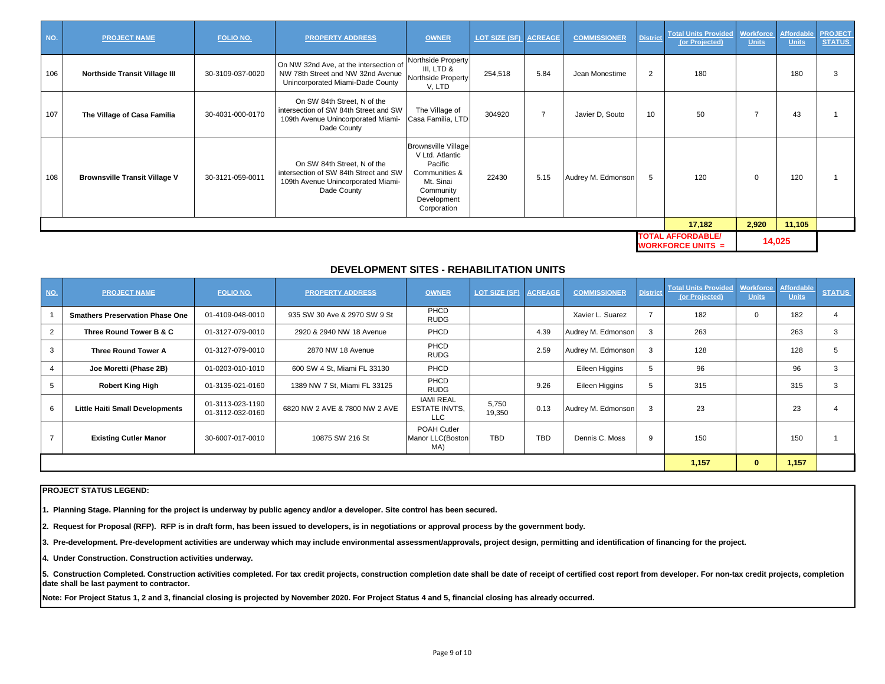| NO. | PROJECT NAME | FOLIO NO. | PROPERTY ADDRESS | OWNER | LOT SIZE (SF) | ACREAGE | COMMISSIONER | District | Total Units Provided (or Projected) | Workforce Units | Affordable Units | PROJECT STATUS |
|---|---|---|---|---|---|---|---|---|---|---|---|---|
| 106 | **Northside Transit Village III** | 30-3109-037-0020 | On NW 32nd Ave, at the intersection of NW 78th Street and NW 32nd Avenue Unincorporated Miami-Dade County | Northside Property III, LTD & Northside Property V, LTD | 254,518 | 5.84 | Jean Monestime | 2 | 180 | | 180 | 3 |
| 107 | **The Village of Casa Familia** | 30-4031-000-0170 | On SW 84th Street, N of the intersection of SW 84th Street and SW 109th Avenue Unincorporated Miami-Dade County | The Village of Casa Familia, LTD | 304920 | 7 | Javier D, Souto | 10 | 50 | 7 | 43 | 1 |
| 108 | **Brownsville Transit Village V** | 30-3121-059-0011 | On SW 84th Street, N of the intersection of SW 84th Street and SW 109th Avenue Unincorporated Miami-Dade County | Brownsville Village V Ltd. Atlantic Pacific Communities & Mt. Sinai Community Development Corporation | 22430 | 5.15 | Audrey M. Edmonson | 5 | 120 | 0 | 120 | 1 |
| | | | | | | | | | **17,182** | **2,920** | **11,105** | |
| | | | | | | | | **TOTAL AFFORDABLE/ WORKFORCE UNITS =** | | **14,025** | | |

## DEVELOPMENT SITES - REHABILITATION UNITS

| NO. | PROJECT NAME | FOLIO NO. | PROPERTY ADDRESS | OWNER | LOT SIZE (SF) | ACREAGE | COMMISSIONER | District | Total Units Provided (or Projected) | Workforce Units | Affordable Units | STATUS |
|---|---|---|---|---|---|---|---|---|---|---|---|---|
| 1 | **Smathers Preservation Phase One** | 01-4109-048-0010 | 935 SW 30 Ave & 2970 SW 9 St | PHCD RUDG | | | Xavier L. Suarez | 7 | 182 | 0 | 182 | 4 |
| 2 | **Three Round Tower B & C** | 01-3127-079-0010 | 2920 & 2940 NW 18 Avenue | PHCD | | 4.39 | Audrey M. Edmonson | 3 | 263 | | 263 | 3 |
| 3 | **Three Round Tower A** | 01-3127-079-0010 | 2870 NW 18 Avenue | PHCD RUDG | | 2.59 | Audrey M. Edmonson | 3 | 128 | | 128 | 5 |
| 4 | **Joe Moretti (Phase 2B)** | 01-0203-010-1010 | 600 SW 4 St, Miami FL 33130 | PHCD | | | Eileen Higgins | 5 | 96 | | 96 | 3 |
| 5 | **Robert King High** | 01-3135-021-0160 | 1389 NW 7 St, Miami FL 33125 | PHCD RUDG | | 9.26 | Eileen Higgins | 5 | 315 | | 315 | 3 |
| 6 | **Little Haiti Small Developments** | 01-3113-023-1190 01-3112-032-0160 | 6820 NW 2 AVE & 7800 NW 2 AVE | IAMI REAL ESTATE INVTS, LLC | 5,750 19,350 | 0.13 | Audrey M. Edmonson | 3 | 23 | | 23 | 4 |
| 7 | **Existing Cutler Manor** | 30-6007-017-0010 | 10875 SW 216 St | POAH Cutler Manor LLC(Boston MA) | TBD | TBD | Dennis C. Moss | 9 | 150 | | 150 | 1 |
| | | | | | | | | | **1,157** | **0** | **1,157** | |

**PROJECT STATUS LEGEND:**

**1. Planning Stage. Planning for the project is underway by public agency and/or a developer. Site control has been secured.**

**2. Request for Proposal (RFP). RFP is in draft form, has been issued to developers, is in negotiations or approval process by the government body.**

**3. Pre-development. Pre-development activities are underway which may include environmental assessment/approvals, project design, permitting and identification of financing for the project.**

**4. Under Construction. Construction activities underway.**

**5. Construction Completed. Construction activities completed. For tax credit projects, construction completion date shall be date of receipt of certified cost report from developer. For non-tax credit projects, completion date shall be last payment to contractor.**

**Note: For Project Status 1, 2 and 3, financial closing is projected by November 2020. For Project Status 4 and 5, financial closing has already occurred.**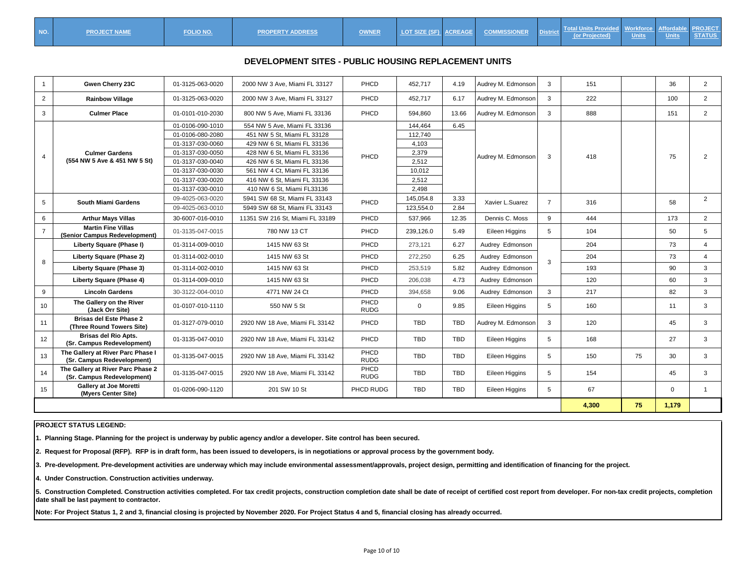| NO. | PROJECT NAME | FOLIO NO. | PROPERTY ADDRESS | OWNER | LOT SIZE (SF) | ACREAGE | COMMISSIONER | District | Total Units Provided (or Projected) | Workforce Units | Affordable Units | PROJECT STATUS |
|---|---|---|---|---|---|---|---|---|---|---|---|---|

## DEVELOPMENT SITES - PUBLIC HOUSING REPLACEMENT UNITS

| NO. | PROJECT NAME | FOLIO NO. | PROPERTY ADDRESS | OWNER | LOT SIZE (SF) | ACREAGE | COMMISSIONER | District | Total Units Provided (or Projected) | Workforce Units | Affordable Units | PROJECT STATUS |
|---|---|---|---|---|---|---|---|---|---|---|---|---|
| 1 | Gwen Cherry 23C | 01-3125-063-0020 | 2000 NW 3 Ave, Miami FL 33127 | PHCD | 452,717 | 4.19 | Audrey M. Edmonson | 3 | 151 | | 36 | 2 |
| 2 | Rainbow Village | 01-3125-063-0020 | 2000 NW 3 Ave, Miami FL 33127 | PHCD | 452,717 | 6.17 | Audrey M. Edmonson | 3 | 222 | | 100 | 2 |
| 3 | Culmer Place | 01-0101-010-2030 | 800 NW 5 Ave, Miami FL 33136 | PHCD | 594,860 | 13.66 | Audrey M. Edmonson | 3 | 888 | | 151 | 2 |
| 4 | Culmer Gardens (554 NW 5 Ave & 451 NW 5 St) | 01-0106-090-1010 | 554 NW 5 Ave, Miami FL 33136 | PHCD | 144,464 | 6.45 | Audrey M. Edmonson | 3 | 418 | | 75 | 2 |
| | | 01-0106-080-2080 | 451 NW 5 St, Miami FL 33128 | | 112,740 | | | | | | | |
| | | 01-3137-030-0060 | 429 NW 6 St, Miami FL 33136 | | 4,103 | | | | | | | |
| | | 01-3137-030-0050 | 428 NW 6 St, Miami FL 33136 | | 2,379 | | | | | | | |
| | | 01-3137-030-0040 | 426 NW 6 St, Miami FL 33136 | | 2,512 | | | | | | | |
| | | 01-3137-030-0030 | 561 NW 4 Ct, Miami FL 33136 | | 10,012 | | | | | | | |
| | | 01-3137-030-0020 | 416 NW 6 St, Miami FL 33136 | | 2,512 | | | | | | | |
| | | 01-3137-030-0010 | 410 NW 6 St, Miami FL33136 | | 2,498 | | | | | | | |
| 5 | South Miami Gardens | 09-4025-063-0020 | 5941 SW 68 St, Miami FL 33143 | PHCD | 145,054.8 | 3.33 | Xavier L.Suarez | 7 | 316 | | 58 | 2 |
| | | 09-4025-063-0010 | 5949 SW 68 St, Miami FL 33143 | | 123,554.0 | 2.84 | | | | | | |
| 6 | Arthur Mays Villas | 30-6007-016-0010 | 11351 SW 216 St, Miami FL 33189 | PHCD | 537,966 | 12.35 | Dennis C. Moss | 9 | 444 | | 173 | 2 |
| 7 | Martin Fine Villas (Senior Campus Redevelopment) | 01-3135-047-0015 | 780 NW 13 CT | PHCD | 239,126.0 | 5.49 | Eileen Higgins | 5 | 104 | | 50 | 5 |
| 8 | Liberty Square (Phase I) | 01-3114-009-0010 | 1415 NW 63 St | PHCD | 273,121 | 6.27 | Audrey Edmonson | 3 | 204 | | 73 | 4 |
| | Liberty Square (Phase 2) | 01-3114-002-0010 | 1415 NW 63 St | PHCD | 272,250 | 6.25 | Audrey Edmonson | | 204 | | 73 | 4 |
| | Liberty Square (Phase 3) | 01-3114-002-0010 | 1415 NW 63 St | PHCD | 253,519 | 5.82 | Audrey Edmonson | | 193 | | 90 | 3 |
| | Liberty Square (Phase 4) | 01-3114-009-0010 | 1415 NW 63 St | PHCD | 206,038 | 4.73 | Audrey Edmonson | | 120 | | 60 | 3 |
| 9 | Lincoln Gardens | 30-3122-004-0010 | 4771 NW 24 Ct | PHCD | 394,658 | 9.06 | Audrey Edmonson | 3 | 217 | | 82 | 3 |
| 10 | The Gallery on the River (Jack Orr Site) | 01-0107-010-1110 | 550 NW 5 St | PHCD RUDG | 0 | 9.85 | Eileen Higgins | 5 | 160 | | 11 | 3 |
| 11 | Brisas del Este Phase 2 (Three Round Towers Site) | 01-3127-079-0010 | 2920 NW 18 Ave, Miami FL 33142 | PHCD | TBD | TBD | Audrey M. Edmonson | 3 | 120 | | 45 | 3 |
| 12 | Brisas del Rio Apts. (Sr. Campus Redevelopment) | 01-3135-047-0010 | 2920 NW 18 Ave, Miami FL 33142 | PHCD | TBD | TBD | Eileen Higgins | 5 | 168 | | 27 | 3 |
| 13 | The Gallery at River Parc Phase I (Sr. Campus Redevelopment) | 01-3135-047-0015 | 2920 NW 18 Ave, Miami FL 33142 | PHCD RUDG | TBD | TBD | Eileen Higgins | 5 | 150 | 75 | 30 | 3 |
| 14 | The Gallery at River Parc Phase 2 (Sr. Campus Redevelopment) | 01-3135-047-0015 | 2920 NW 18 Ave, Miami FL 33142 | PHCD RUDG | TBD | TBD | Eileen Higgins | 5 | 154 | | 45 | 3 |
| 15 | Gallery at Joe Moretti (Myers Center Site) | 01-0206-090-1120 | 201 SW 10 St | PHCD RUDG | TBD | TBD | Eileen Higgins | 5 | 67 | | 0 | 1 |
| | | | | | | | | | **4,300** | **75** | **1,179** | |

**PROJECT STATUS LEGEND:**

**1. Planning Stage. Planning for the project is underway by public agency and/or a developer. Site control has been secured.**

**2. Request for Proposal (RFP). RFP is in draft form, has been issued to developers, is in negotiations or approval process by the government body.**

**3. Pre-development. Pre-development activities are underway which may include environmental assessment/approvals, project design, permitting and identification of financing for the project.**

**4. Under Construction. Construction activities underway.**

**5. Construction Completed. Construction activities completed. For tax credit projects, construction completion date shall be date of receipt of certified cost report from developer. For non-tax credit projects, completion date shall be last payment to contractor.**

**Note: For Project Status 1, 2 and 3, financial closing is projected by November 2020. For Project Status 4 and 5, financial closing has already occurred.**